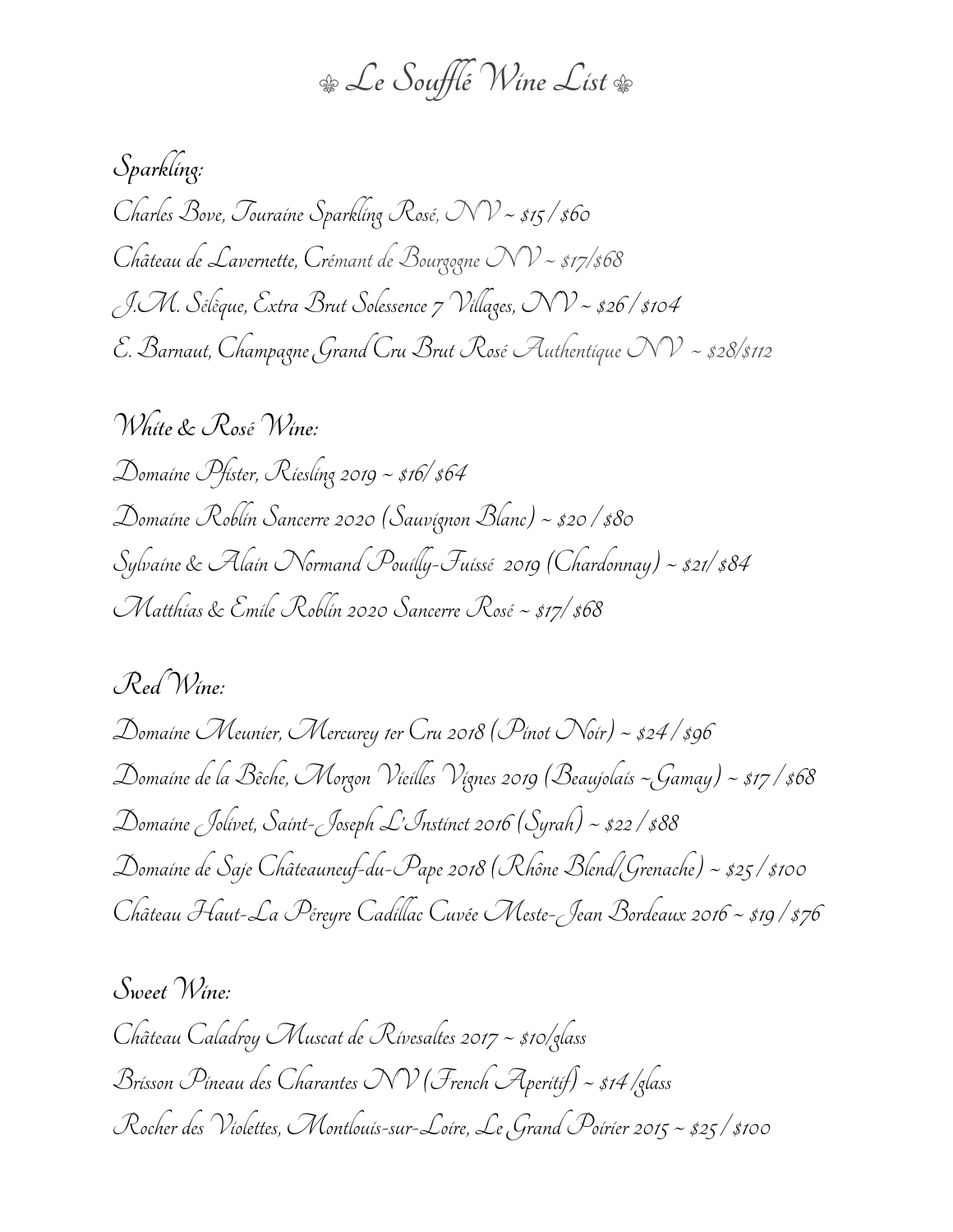# ⚜ Le Soufflé Wine List ⚜

## Sparkling:

Charles Bove, Touraine Sparkling Rosé, NV ~ $15 / $60

Château de Lavernette, Crémant de Bourgogne NV ~ $17/$68

J.M. Sélèque, Extra Brut Solessence 7 Villages, NV ~ $26 / $104

E. Barnaut, Champagne Grand Cru Brut Rosé Authentique NV ~ $28/$112

## White & Rosé Wine:

Domaine Pfister, Riesling 2019 ~ $16/ $64

Domaine Roblin Sancerre 2020 (Sauvignon Blanc) ~ $20 / $80

Sylvaine & Alain Normand Pouilly-Fuissé 2019 (Chardonnay) ~ $21/ $84

Matthias & Emile Roblin 2020 Sancerre Rosé ~ $17/ $68

## Red Wine:

Domaine Meunier, Mercurey 1er Cru 2018 (Pinot Noir) ~ $24 / $96

Domaine de la Bêche, Morgon Vieilles Vignes 2019 (Beaujolais ~Gamay) ~ $17 / $68

Domaine Jolivet, Saint-Joseph L'Instinct 2016 (Syrah) ~ $22 / $88

Domaine de Saje Châteauneuf-du-Pape 2018 (Rhône Blend/Grenache) ~ $25 / $100

Château Haut-La Péreyre Cadillac Cuvée Meste-Jean Bordeaux 2016 ~ $19 / $76

## Sweet Wine:

Château Caladroy Muscat de Rivesaltes 2017 ~ $10/glass

Brisson Pineau des Charantes NV (French Aperitif) ~ $14 /glass

Rocher des Violettes, Montlouis-sur-Loire, Le Grand Poirier 2015 ~ $25 / $100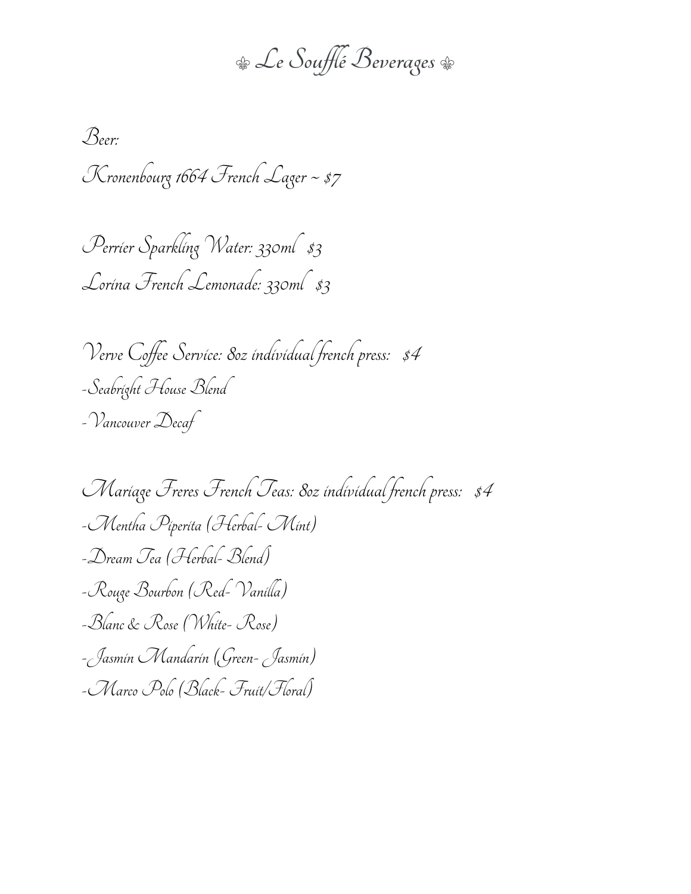# ⚜ Le Soufflé Beverages ⚜

Beer:

Kronenbourg 1664 French Lager ~ $7

Perrier Sparkling Water: 330ml  $3

Lorina French Lemonade: 330ml  $3

Verve Coffee Service: 8oz individual french press:  $4

-Seabright House Blend

-Vancouver Decaf

Mariage Freres French Teas: 8oz individual french press:  $4

-Mentha Piperita (Herbal- Mint)

-Dream Tea (Herbal- Blend)

-Rouge Bourbon (Red- Vanilla)

-Blanc & Rose (White- Rose)

-Jasmin Mandarin (Green- Jasmin)

-Marco Polo (Black- Fruit/Floral)